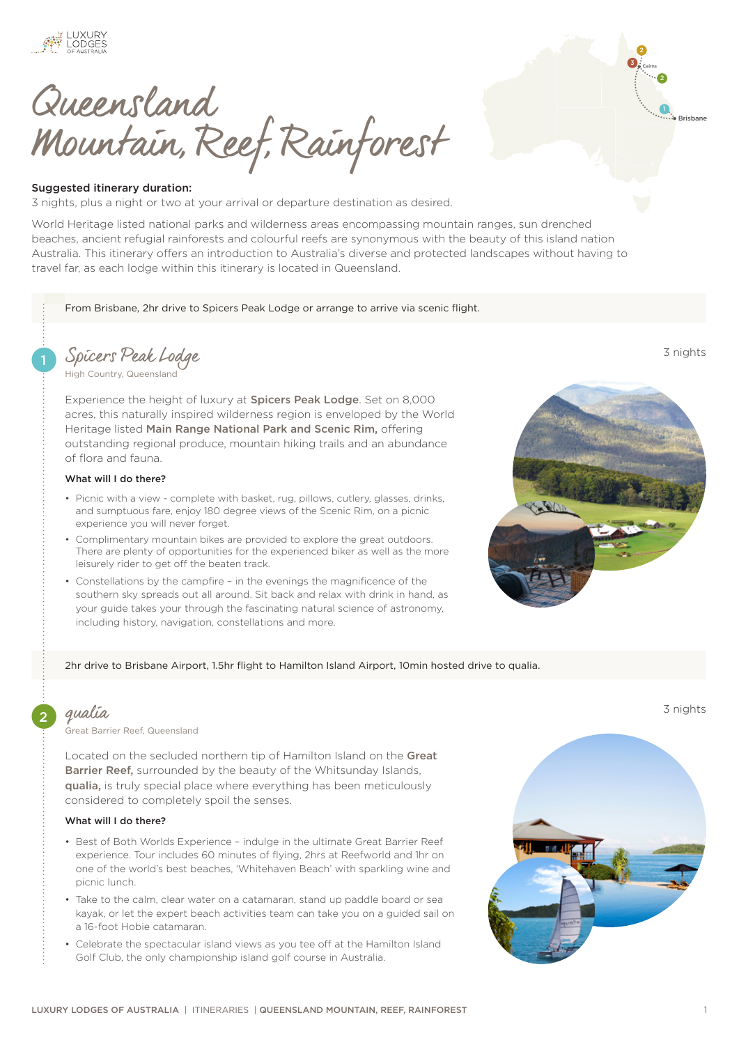# Queensland
# Mountain, Reef, Rainforest

**Suggested itinerary duration:**
3 nights, plus a night or two at your arrival or departure destination as desired.

World Heritage listed national parks and wilderness areas encompassing mountain ranges, sun drenched beaches, ancient refugial rainforests and colourful reefs are synonymous with the beauty of this island nation Australia. This itinerary offers an introduction to Australia's diverse and protected landscapes without having to travel far, as each lodge within this itinerary is located in Queensland.

From Brisbane, 2hr drive to Spicers Peak Lodge or arrange to arrive via scenic flight.

## 1 Spicers Peak Lodge

High Country, Queensland

3 nights

Experience the height of luxury at **Spicers Peak Lodge**. Set on 8,000 acres, this naturally inspired wilderness region is enveloped by the World Heritage listed **Main Range National Park and Scenic Rim,** offering outstanding regional produce, mountain hiking trails and an abundance of flora and fauna.

**What will I do there?**

- Picnic with a view - complete with basket, rug, pillows, cutlery, glasses, drinks, and sumptuous fare, enjoy 180 degree views of the Scenic Rim, on a picnic experience you will never forget.
- Complimentary mountain bikes are provided to explore the great outdoors. There are plenty of opportunities for the experienced biker as well as the more leisurely rider to get off the beaten track.
- Constellations by the campfire – in the evenings the magnificence of the southern sky spreads out all around. Sit back and relax with drink in hand, as your guide takes your through the fascinating natural science of astronomy, including history, navigation, constellations and more.

2hr drive to Brisbane Airport, 1.5hr flight to Hamilton Island Airport, 10min hosted drive to qualia.

## 2 qualia

Great Barrier Reef, Queensland

3 nights

Located on the secluded northern tip of Hamilton Island on the **Great Barrier Reef,** surrounded by the beauty of the Whitsunday Islands, **qualia,** is truly special place where everything has been meticulously considered to completely spoil the senses.

**What will I do there?**

- Best of Both Worlds Experience – indulge in the ultimate Great Barrier Reef experience. Tour includes 60 minutes of flying, 2hrs at Reefworld and 1hr on one of the world's best beaches, 'Whitehaven Beach' with sparkling wine and picnic lunch.
- Take to the calm, clear water on a catamaran, stand up paddle board or sea kayak, or let the expert beach activities team can take you on a guided sail on a 16-foot Hobie catamaran.
- Celebrate the spectacular island views as you tee off at the Hamilton Island Golf Club, the only championship island golf course in Australia.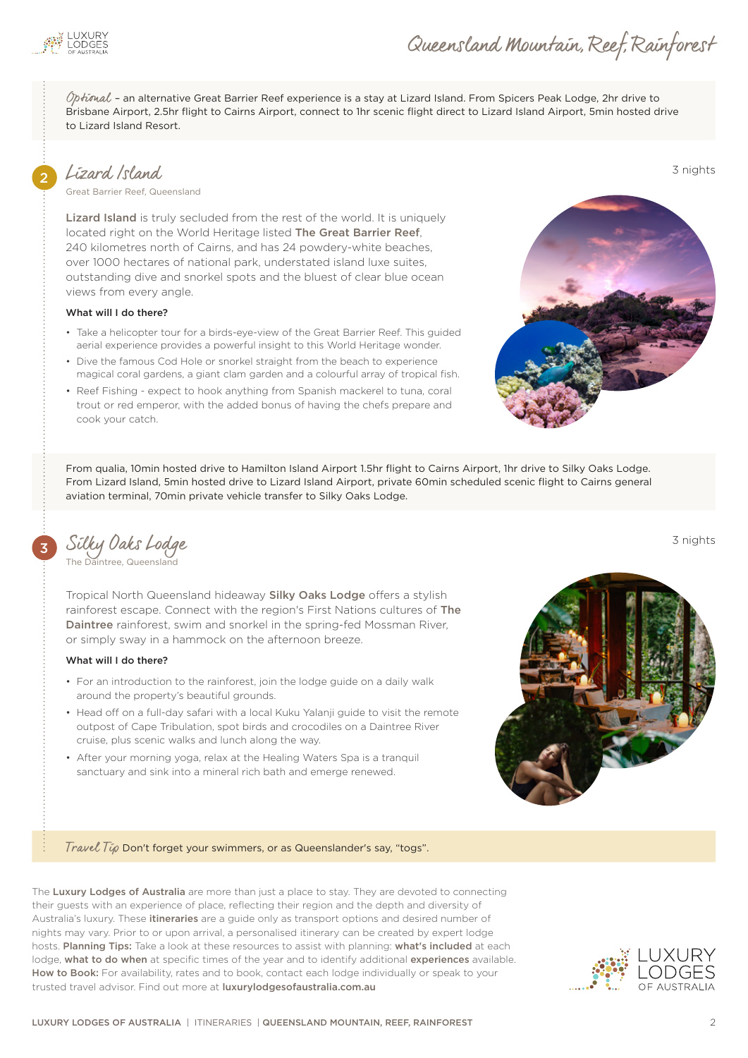*Optional* – an alternative Great Barrier Reef experience is a stay at Lizard Island. From Spicers Peak Lodge, 2hr drive to Brisbane Airport, 2.5hr flight to Cairns Airport, connect to 1hr scenic flight direct to Lizard Island Airport, 5min hosted drive to Lizard Island Resort.

## 2 Lizard Island

3 nights

Great Barrier Reef, Queensland

**Lizard Island** is truly secluded from the rest of the world. It is uniquely located right on the World Heritage listed **The Great Barrier Reef**, 240 kilometres north of Cairns, and has 24 powdery-white beaches, over 1000 hectares of national park, understated island luxe suites, outstanding dive and snorkel spots and the bluest of clear blue ocean views from every angle.

**What will I do there?**

- Take a helicopter tour for a birds-eye-view of the Great Barrier Reef. This guided aerial experience provides a powerful insight to this World Heritage wonder.
- Dive the famous Cod Hole or snorkel straight from the beach to experience magical coral gardens, a giant clam garden and a colourful array of tropical fish.
- Reef Fishing - expect to hook anything from Spanish mackerel to tuna, coral trout or red emperor, with the added bonus of having the chefs prepare and cook your catch.

From qualia, 10min hosted drive to Hamilton Island Airport 1.5hr flight to Cairns Airport, 1hr drive to Silky Oaks Lodge. From Lizard Island, 5min hosted drive to Lizard Island Airport, private 60min scheduled scenic flight to Cairns general aviation terminal, 70min private vehicle transfer to Silky Oaks Lodge.

## 3 Silky Oaks Lodge

3 nights

The Daintree, Queensland

Tropical North Queensland hideaway **Silky Oaks Lodge** offers a stylish rainforest escape. Connect with the region's First Nations cultures of **The Daintree** rainforest, swim and snorkel in the spring-fed Mossman River, or simply sway in a hammock on the afternoon breeze.

**What will I do there?**

- For an introduction to the rainforest, join the lodge guide on a daily walk around the property's beautiful grounds.
- Head off on a full-day safari with a local Kuku Yalanji guide to visit the remote outpost of Cape Tribulation, spot birds and crocodiles on a Daintree River cruise, plus scenic walks and lunch along the way.
- After your morning yoga, relax at the Healing Waters Spa is a tranquil sanctuary and sink into a mineral rich bath and emerge renewed.

*Travel Tip* Don't forget your swimmers, or as Queenslander's say, "togs".

The **Luxury Lodges of Australia** are more than just a place to stay. They are devoted to connecting their guests with an experience of place, reflecting their region and the depth and diversity of Australia's luxury. These **itineraries** are a guide only as transport options and desired number of nights may vary. Prior to or upon arrival, a personalised itinerary can be created by expert lodge hosts. **Planning Tips:** Take a look at these resources to assist with planning: **what's included** at each lodge, **what to do when** at specific times of the year and to identify additional **experiences** available. **How to Book:** For availability, rates and to book, contact each lodge individually or speak to your trusted travel advisor. Find out more at **luxurylodgesofaustralia.com.au**